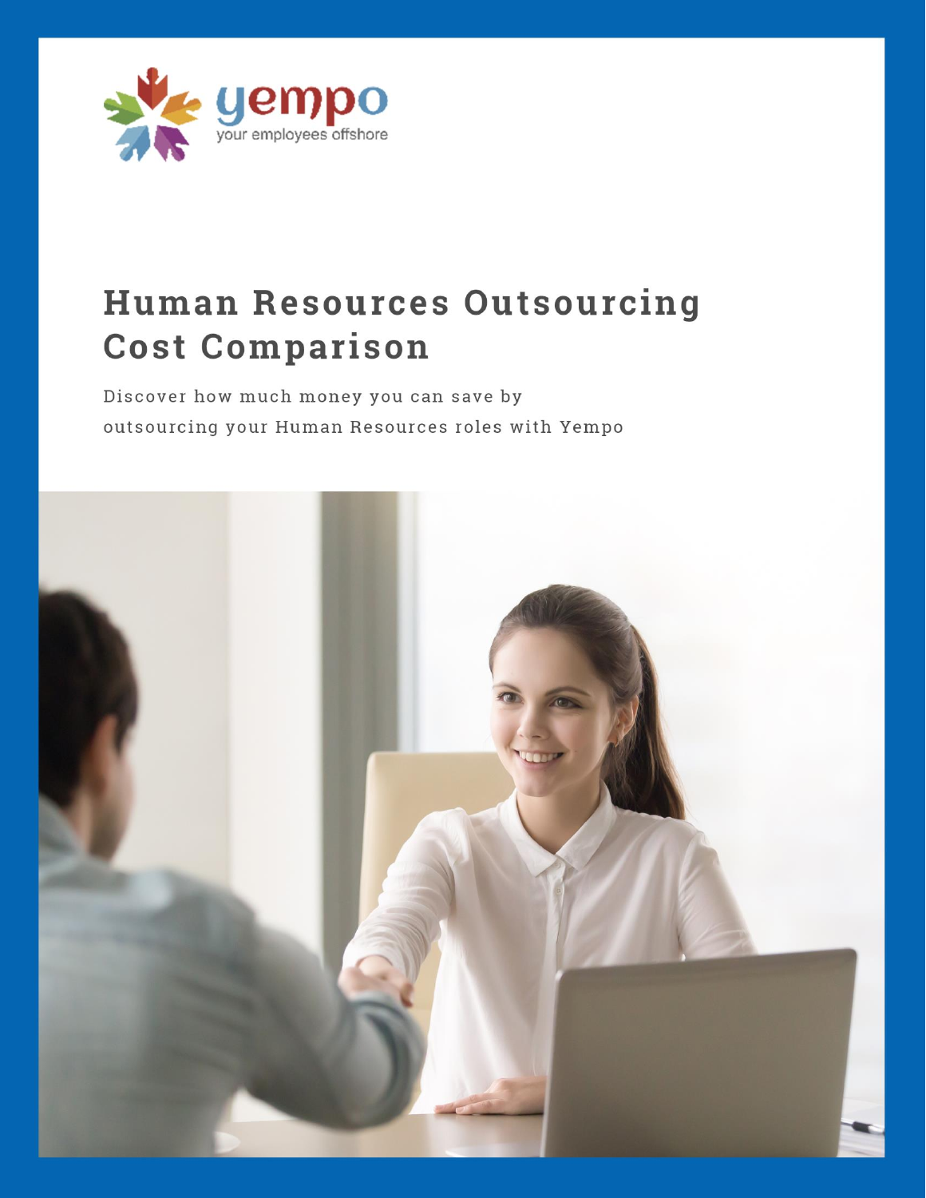yempo

your employees offshore

# Human Resources Outsourcing Cost Comparison

Discover how much money you can save by outsourcing your Human Resources roles with Yempo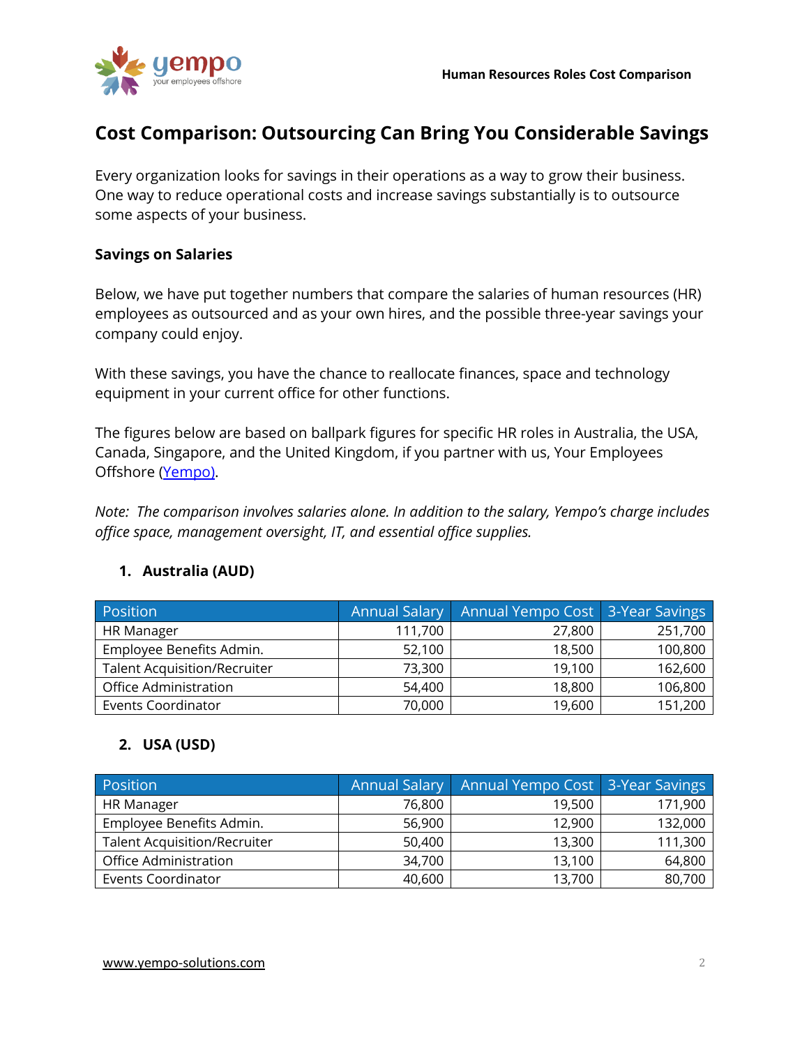# Cost Comparison: Outsourcing Can Bring You Considerable Savings

Every organization looks for savings in their operations as a way to grow their business. One way to reduce operational costs and increase savings substantially is to outsource some aspects of your business.

## Savings on Salaries

Below, we have put together numbers that compare the salaries of human resources (HR) employees as outsourced and as your own hires, and the possible three-year savings your company could enjoy.

With these savings, you have the chance to reallocate finances, space and technology equipment in your current office for other functions.

The figures below are based on ballpark figures for specific HR roles in Australia, the USA, Canada, Singapore, and the United Kingdom, if you partner with us, Your Employees Offshore (Yempo).

*Note: The comparison involves salaries alone. In addition to the salary, Yempo's charge includes office space, management oversight, IT, and essential office supplies.*

### 1. Australia (AUD)

| Position | Annual Salary | Annual Yempo Cost | 3-Year Savings |
|---|---:|---:|---:|
| HR Manager | 111,700 | 27,800 | 251,700 |
| Employee Benefits Admin. | 52,100 | 18,500 | 100,800 |
| Talent Acquisition/Recruiter | 73,300 | 19,100 | 162,600 |
| Office Administration | 54,400 | 18,800 | 106,800 |
| Events Coordinator | 70,000 | 19,600 | 151,200 |

### 2. USA (USD)

| Position | Annual Salary | Annual Yempo Cost | 3-Year Savings |
|---|---:|---:|---:|
| HR Manager | 76,800 | 19,500 | 171,900 |
| Employee Benefits Admin. | 56,900 | 12,900 | 132,000 |
| Talent Acquisition/Recruiter | 50,400 | 13,300 | 111,300 |
| Office Administration | 34,700 | 13,100 | 64,800 |
| Events Coordinator | 40,600 | 13,700 | 80,700 |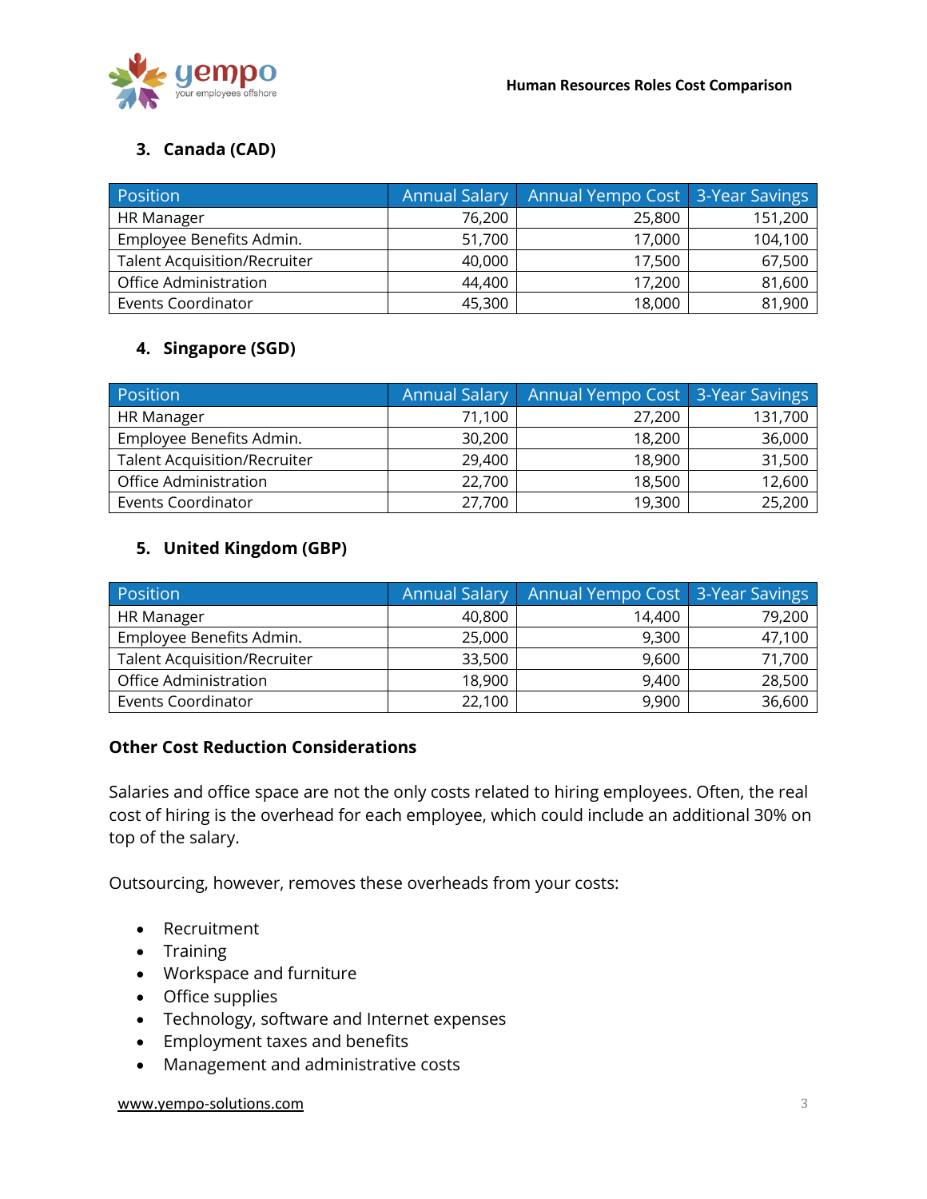### 3. Canada (CAD)

| Position | Annual Salary | Annual Yempo Cost | 3-Year Savings |
|---|---:|---:|---:|
| HR Manager | 76,200 | 25,800 | 151,200 |
| Employee Benefits Admin. | 51,700 | 17,000 | 104,100 |
| Talent Acquisition/Recruiter | 40,000 | 17,500 | 67,500 |
| Office Administration | 44,400 | 17,200 | 81,600 |
| Events Coordinator | 45,300 | 18,000 | 81,900 |

### 4. Singapore (SGD)

| Position | Annual Salary | Annual Yempo Cost | 3-Year Savings |
|---|---:|---:|---:|
| HR Manager | 71,100 | 27,200 | 131,700 |
| Employee Benefits Admin. | 30,200 | 18,200 | 36,000 |
| Talent Acquisition/Recruiter | 29,400 | 18,900 | 31,500 |
| Office Administration | 22,700 | 18,500 | 12,600 |
| Events Coordinator | 27,700 | 19,300 | 25,200 |

### 5. United Kingdom (GBP)

| Position | Annual Salary | Annual Yempo Cost | 3-Year Savings |
|---|---:|---:|---:|
| HR Manager | 40,800 | 14,400 | 79,200 |
| Employee Benefits Admin. | 25,000 | 9,300 | 47,100 |
| Talent Acquisition/Recruiter | 33,500 | 9,600 | 71,700 |
| Office Administration | 18,900 | 9,400 | 28,500 |
| Events Coordinator | 22,100 | 9,900 | 36,600 |

**Other Cost Reduction Considerations**

Salaries and office space are not the only costs related to hiring employees. Often, the real cost of hiring is the overhead for each employee, which could include an additional 30% on top of the salary.

Outsourcing, however, removes these overheads from your costs:

- Recruitment
- Training
- Workspace and furniture
- Office supplies
- Technology, software and Internet expenses
- Employment taxes and benefits
- Management and administrative costs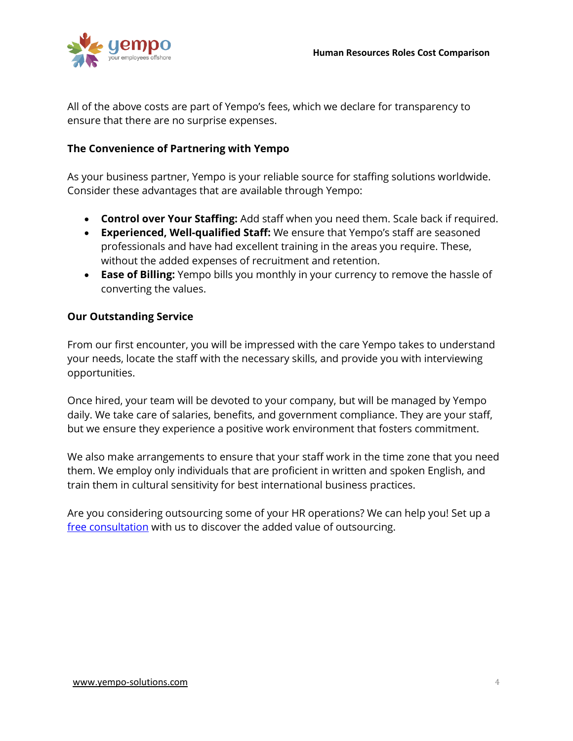All of the above costs are part of Yempo's fees, which we declare for transparency to ensure that there are no surprise expenses.

### The Convenience of Partnering with Yempo

As your business partner, Yempo is your reliable source for staffing solutions worldwide. Consider these advantages that are available through Yempo:

- **Control over Your Staffing:** Add staff when you need them. Scale back if required.
- **Experienced, Well-qualified Staff:** We ensure that Yempo's staff are seasoned professionals and have had excellent training in the areas you require. These, without the added expenses of recruitment and retention.
- **Ease of Billing:** Yempo bills you monthly in your currency to remove the hassle of converting the values.

### Our Outstanding Service

From our first encounter, you will be impressed with the care Yempo takes to understand your needs, locate the staff with the necessary skills, and provide you with interviewing opportunities.

Once hired, your team will be devoted to your company, but will be managed by Yempo daily. We take care of salaries, benefits, and government compliance. They are your staff, but we ensure they experience a positive work environment that fosters commitment.

We also make arrangements to ensure that your staff work in the time zone that you need them. We employ only individuals that are proficient in written and spoken English, and train them in cultural sensitivity for best international business practices.

Are you considering outsourcing some of your HR operations? We can help you! Set up a free consultation with us to discover the added value of outsourcing.